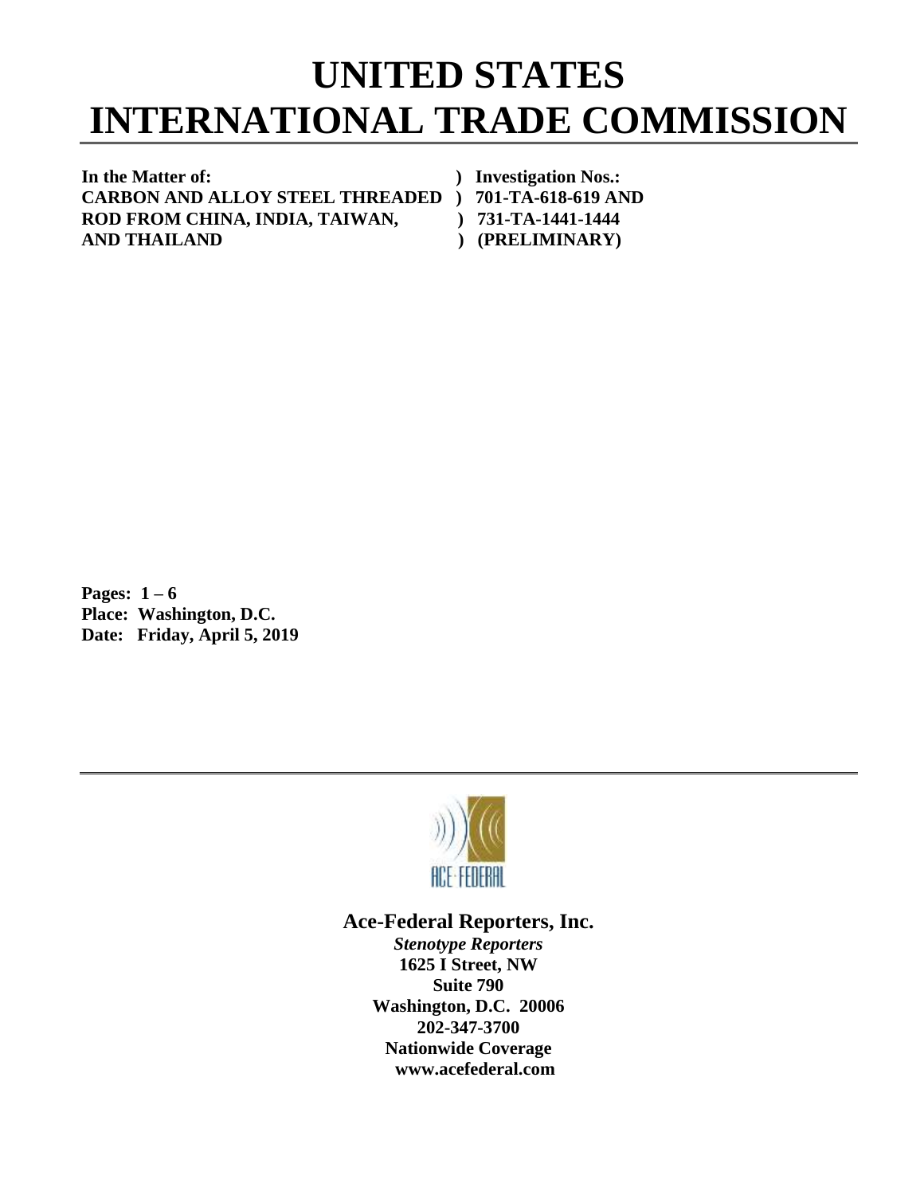# UNITED STATES INTERNATIONAL TRADE COMMISSION

| | |
|---|---|
| **In the Matter of:** | **) Investigation Nos.:** |
| **CARBON AND ALLOY STEEL THREADED** | **) 701-TA-618-619 AND** |
| **ROD FROM CHINA, INDIA, TAIWAN,** | **) 731-TA-1441-1444** |
| **AND THAILAND** | **) (PRELIMINARY)** |

**Pages: 1 – 6**
**Place: Washington, D.C.**
**Date: Friday, April 5, 2019**

ACE-FEDERAL

**Ace-Federal Reporters, Inc.**

***Stenotype Reporters***
**1625 I Street, NW**
**Suite 790**
**Washington, D.C. 20006**
**202-347-3700**
**Nationwide Coverage**
**www.acefederal.com**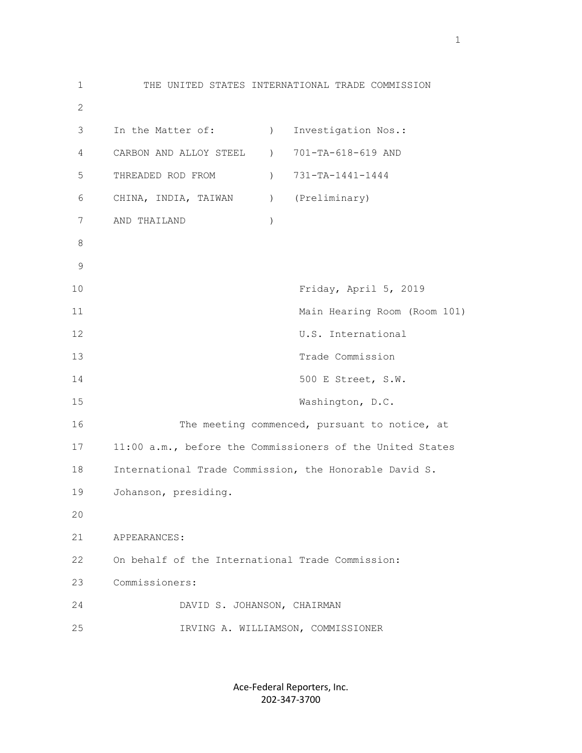THE UNITED STATES INTERNATIONAL TRADE COMMISSION

In the Matter of: ) Investigation Nos.:
CARBON AND ALLOY STEEL ) 701-TA-618-619 AND
THREADED ROD FROM ) 731-TA-1441-1444
CHINA, INDIA, TAIWAN ) (Preliminary)
AND THAILAND )

Friday, April 5, 2019
Main Hearing Room (Room 101)
U.S. International
Trade Commission
500 E Street, S.W.
Washington, D.C.

The meeting commenced, pursuant to notice, at 11:00 a.m., before the Commissioners of the United States International Trade Commission, the Honorable David S. Johanson, presiding.

APPEARANCES:

On behalf of the International Trade Commission:

Commissioners:

DAVID S. JOHANSON, CHAIRMAN
IRVING A. WILLIAMSON, COMMISSIONER

Ace-Federal Reporters, Inc.
202-347-3700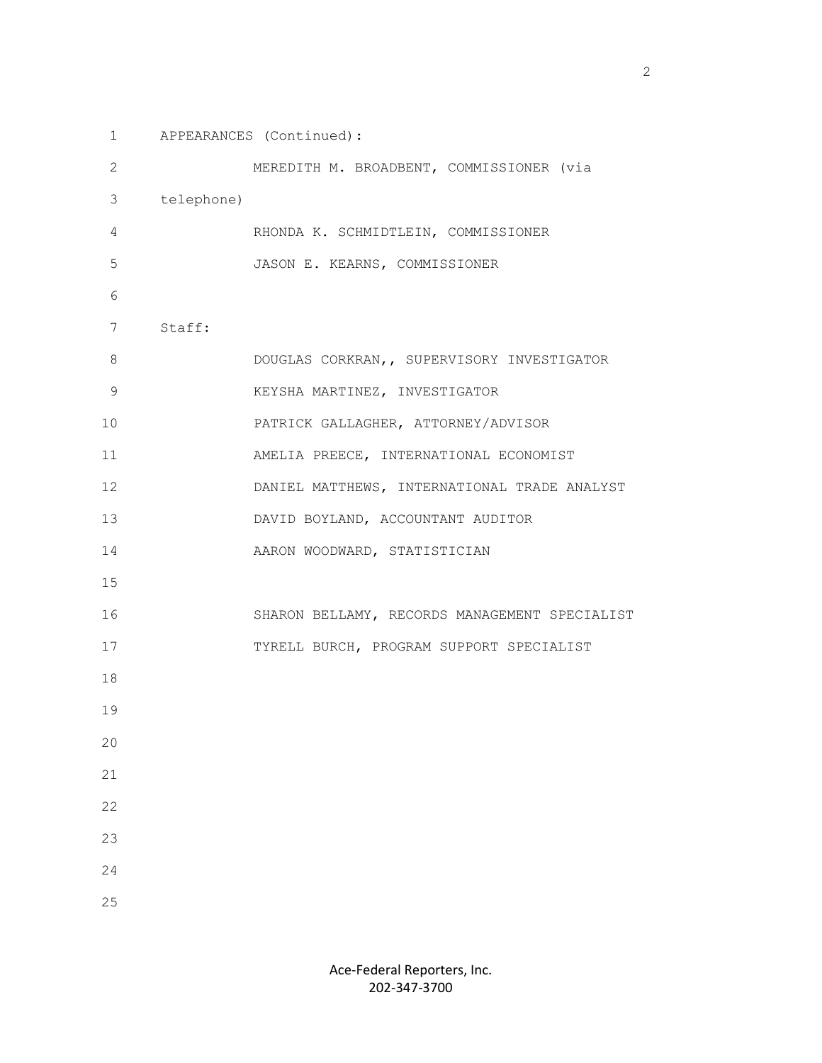APPEARANCES (Continued):

MEREDITH M. BROADBENT, COMMISSIONER (via telephone)

RHONDA K. SCHMIDTLEIN, COMMISSIONER

JASON E. KEARNS, COMMISSIONER

Staff:

DOUGLAS CORKRAN,, SUPERVISORY INVESTIGATOR

KEYSHA MARTINEZ, INVESTIGATOR

PATRICK GALLAGHER, ATTORNEY/ADVISOR

AMELIA PREECE, INTERNATIONAL ECONOMIST

DANIEL MATTHEWS, INTERNATIONAL TRADE ANALYST

DAVID BOYLAND, ACCOUNTANT AUDITOR

AARON WOODWARD, STATISTICIAN

SHARON BELLAMY, RECORDS MANAGEMENT SPECIALIST

TYRELL BURCH, PROGRAM SUPPORT SPECIALIST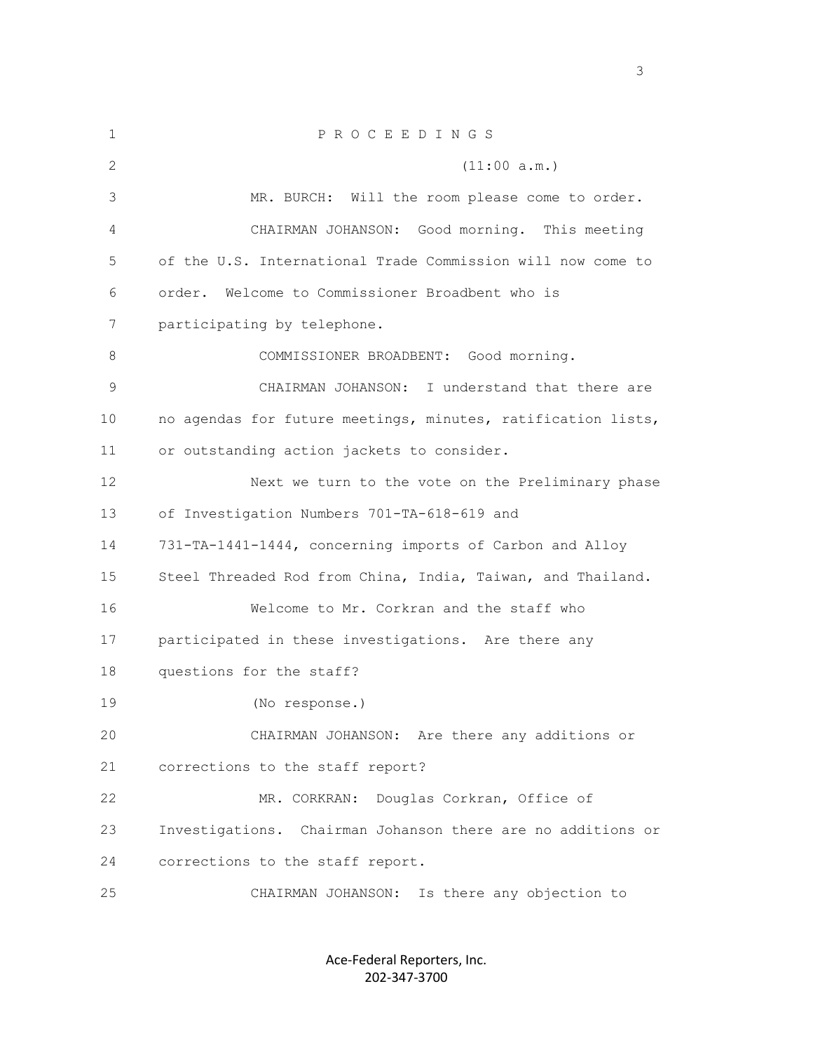P R O C E E D I N G S

(11:00 a.m.)

MR. BURCH: Will the room please come to order.

CHAIRMAN JOHANSON: Good morning. This meeting of the U.S. International Trade Commission will now come to order. Welcome to Commissioner Broadbent who is participating by telephone.

COMMISSIONER BROADBENT: Good morning.

CHAIRMAN JOHANSON: I understand that there are no agendas for future meetings, minutes, ratification lists, or outstanding action jackets to consider.

Next we turn to the vote on the Preliminary phase of Investigation Numbers 701-TA-618-619 and 731-TA-1441-1444, concerning imports of Carbon and Alloy Steel Threaded Rod from China, India, Taiwan, and Thailand.

Welcome to Mr. Corkran and the staff who participated in these investigations. Are there any questions for the staff?

(No response.)

CHAIRMAN JOHANSON: Are there any additions or corrections to the staff report?

MR. CORKRAN: Douglas Corkran, Office of Investigations. Chairman Johanson there are no additions or corrections to the staff report.

CHAIRMAN JOHANSON: Is there any objection to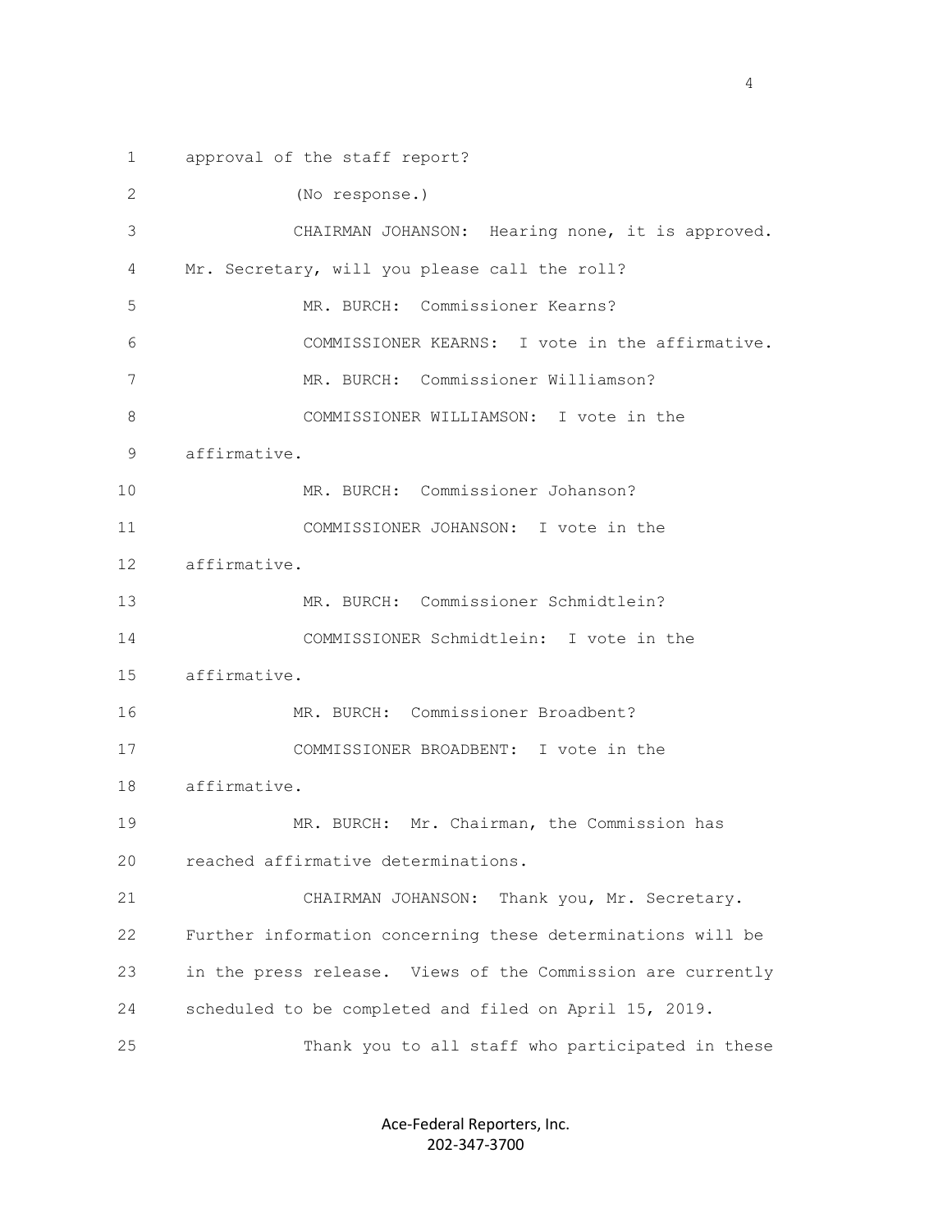approval of the staff report?

(No response.)

CHAIRMAN JOHANSON: Hearing none, it is approved. Mr. Secretary, will you please call the roll?

MR. BURCH: Commissioner Kearns?

COMMISSIONER KEARNS: I vote in the affirmative.

MR. BURCH: Commissioner Williamson?

COMMISSIONER WILLIAMSON: I vote in the affirmative.

MR. BURCH: Commissioner Johanson?

COMMISSIONER JOHANSON: I vote in the affirmative.

MR. BURCH: Commissioner Schmidtlein?

COMMISSIONER Schmidtlein: I vote in the affirmative.

MR. BURCH: Commissioner Broadbent?

COMMISSIONER BROADBENT: I vote in the affirmative.

MR. BURCH: Mr. Chairman, the Commission has reached affirmative determinations.

CHAIRMAN JOHANSON: Thank you, Mr. Secretary. Further information concerning these determinations will be in the press release. Views of the Commission are currently scheduled to be completed and filed on April 15, 2019.

Thank you to all staff who participated in these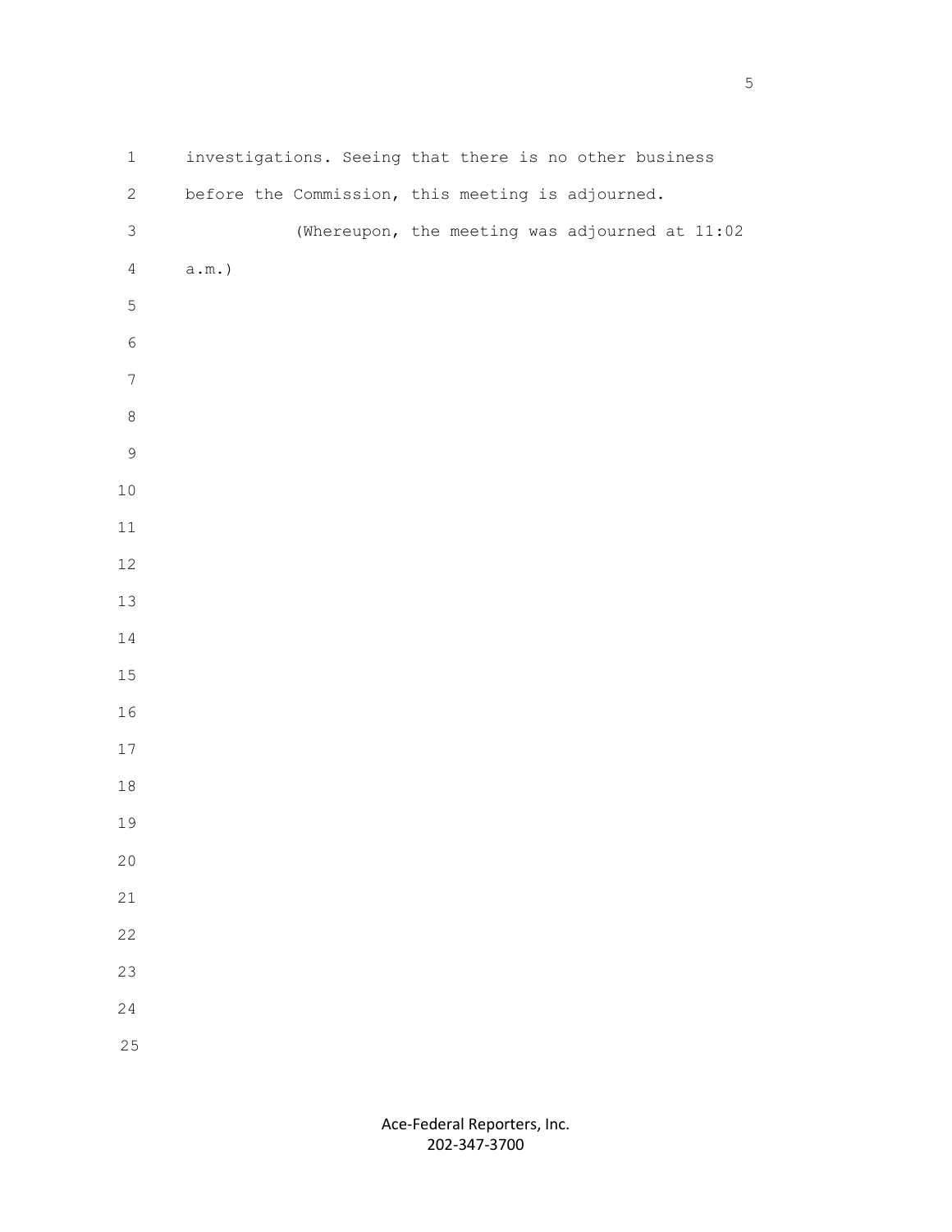investigations. Seeing that there is no other business before the Commission, this meeting is adjourned.

(Whereupon, the meeting was adjourned at 11:02 a.m.)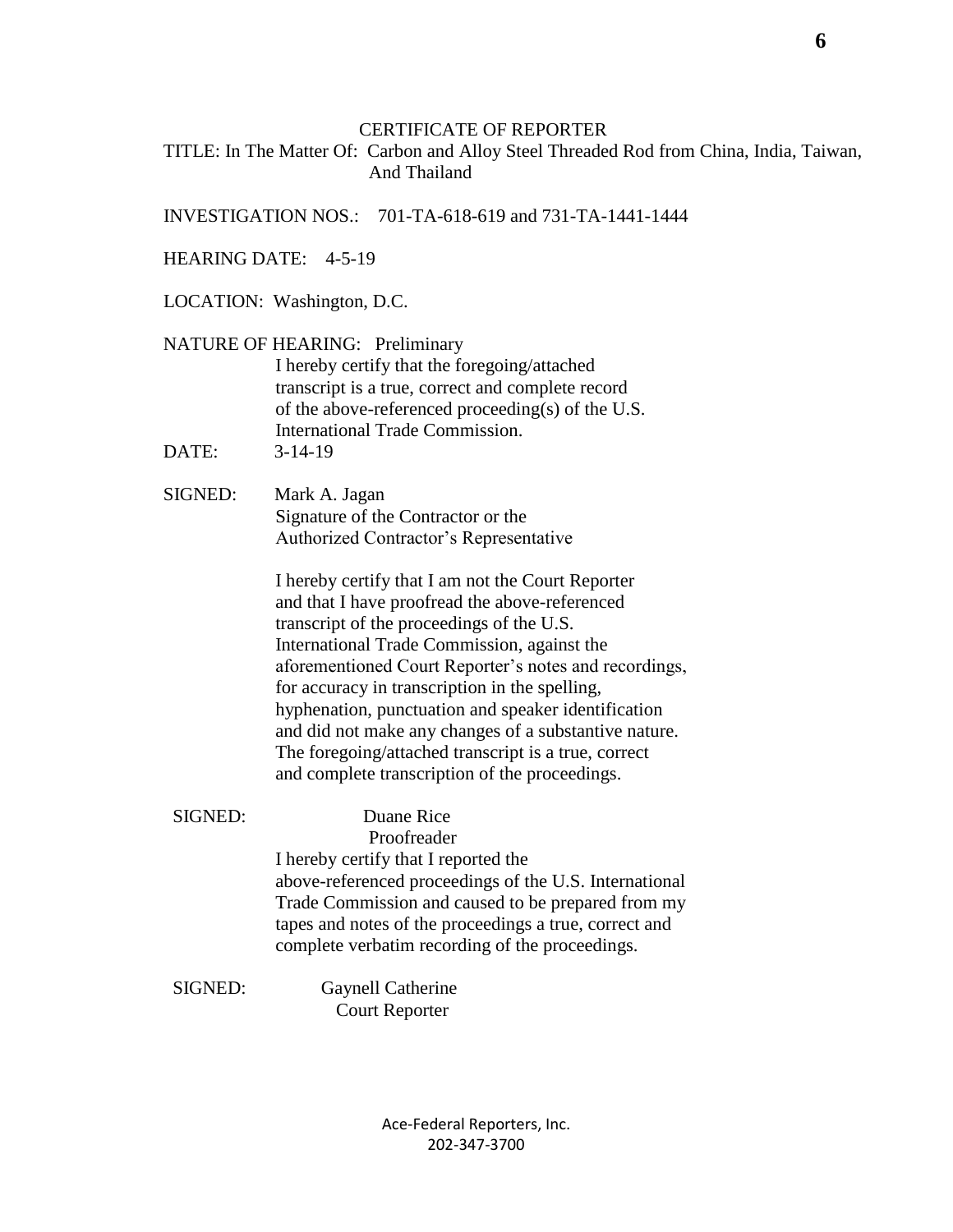# CERTIFICATE OF REPORTER

TITLE: In The Matter Of: Carbon and Alloy Steel Threaded Rod from China, India, Taiwan, And Thailand

INVESTIGATION NOS.: 701-TA-618-619 and 731-TA-1441-1444

HEARING DATE: 4-5-19

LOCATION: Washington, D.C.

NATURE OF HEARING: Preliminary

I hereby certify that the foregoing/attached transcript is a true, correct and complete record of the above-referenced proceeding(s) of the U.S. International Trade Commission.

DATE: 3-14-19

SIGNED: Mark A. Jagan
Signature of the Contractor or the Authorized Contractor's Representative

I hereby certify that I am not the Court Reporter and that I have proofread the above-referenced transcript of the proceedings of the U.S. International Trade Commission, against the aforementioned Court Reporter's notes and recordings, for accuracy in transcription in the spelling, hyphenation, punctuation and speaker identification and did not make any changes of a substantive nature. The foregoing/attached transcript is a true, correct and complete transcription of the proceedings.

SIGNED: Duane Rice
Proofreader

I hereby certify that I reported the above-referenced proceedings of the U.S. International Trade Commission and caused to be prepared from my tapes and notes of the proceedings a true, correct and complete verbatim recording of the proceedings.

SIGNED: Gaynell Catherine
Court Reporter

Ace-Federal Reporters, Inc.
202-347-3700